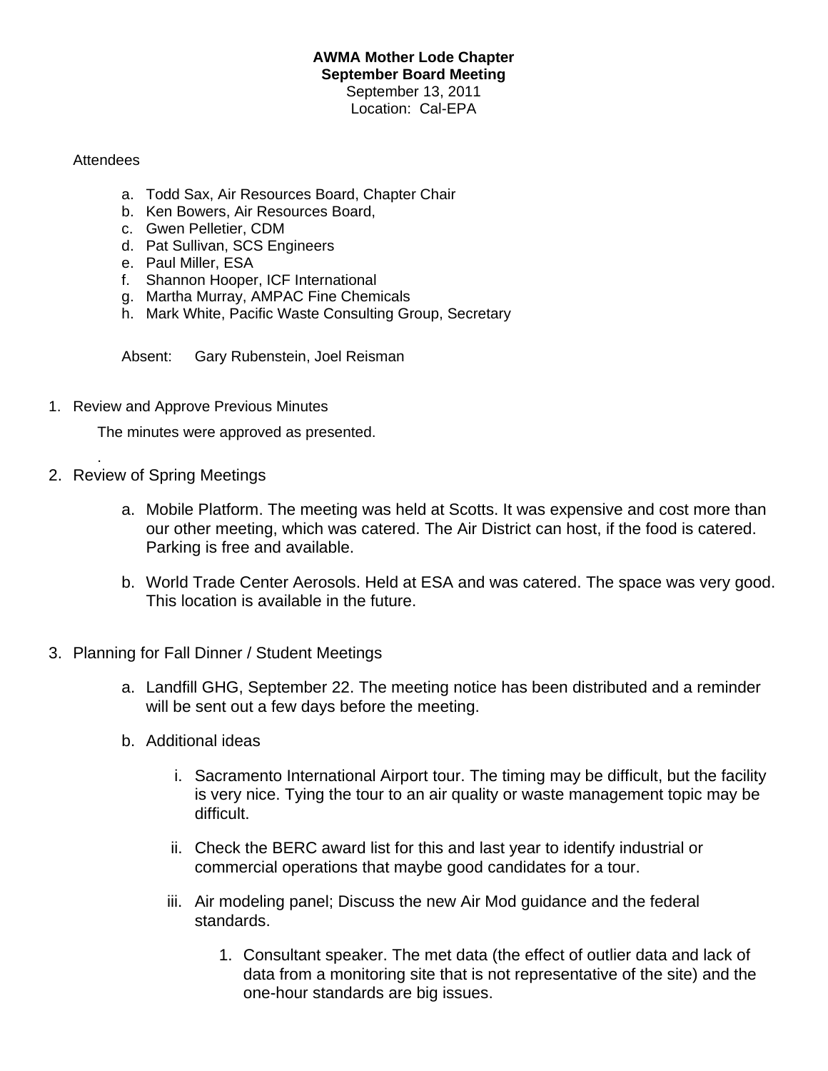**AWMA Mother Lode Chapter**
**September Board Meeting**
September 13, 2011
Location: Cal-EPA

Attendees

a. Todd Sax, Air Resources Board, Chapter Chair
b. Ken Bowers, Air Resources Board,
c. Gwen Pelletier, CDM
d. Pat Sullivan, SCS Engineers
e. Paul Miller, ESA
f. Shannon Hooper, ICF International
g. Martha Murray, AMPAC Fine Chemicals
h. Mark White, Pacific Waste Consulting Group, Secretary

Absent: Gary Rubenstein, Joel Reisman

1. Review and Approve Previous Minutes

   The minutes were approved as presented.

   .

2. Review of Spring Meetings

   a. Mobile Platform. The meeting was held at Scotts. It was expensive and cost more than our other meeting, which was catered. The Air District can host, if the food is catered. Parking is free and available.

   b. World Trade Center Aerosols. Held at ESA and was catered. The space was very good. This location is available in the future.

3. Planning for Fall Dinner / Student Meetings

   a. Landfill GHG, September 22. The meeting notice has been distributed and a reminder will be sent out a few days before the meeting.

   b. Additional ideas

      i. Sacramento International Airport tour. The timing may be difficult, but the facility is very nice. Tying the tour to an air quality or waste management topic may be difficult.

      ii. Check the BERC award list for this and last year to identify industrial or commercial operations that maybe good candidates for a tour.

      iii. Air modeling panel; Discuss the new Air Mod guidance and the federal standards.

         1. Consultant speaker. The met data (the effect of outlier data and lack of data from a monitoring site that is not representative of the site) and the one-hour standards are big issues.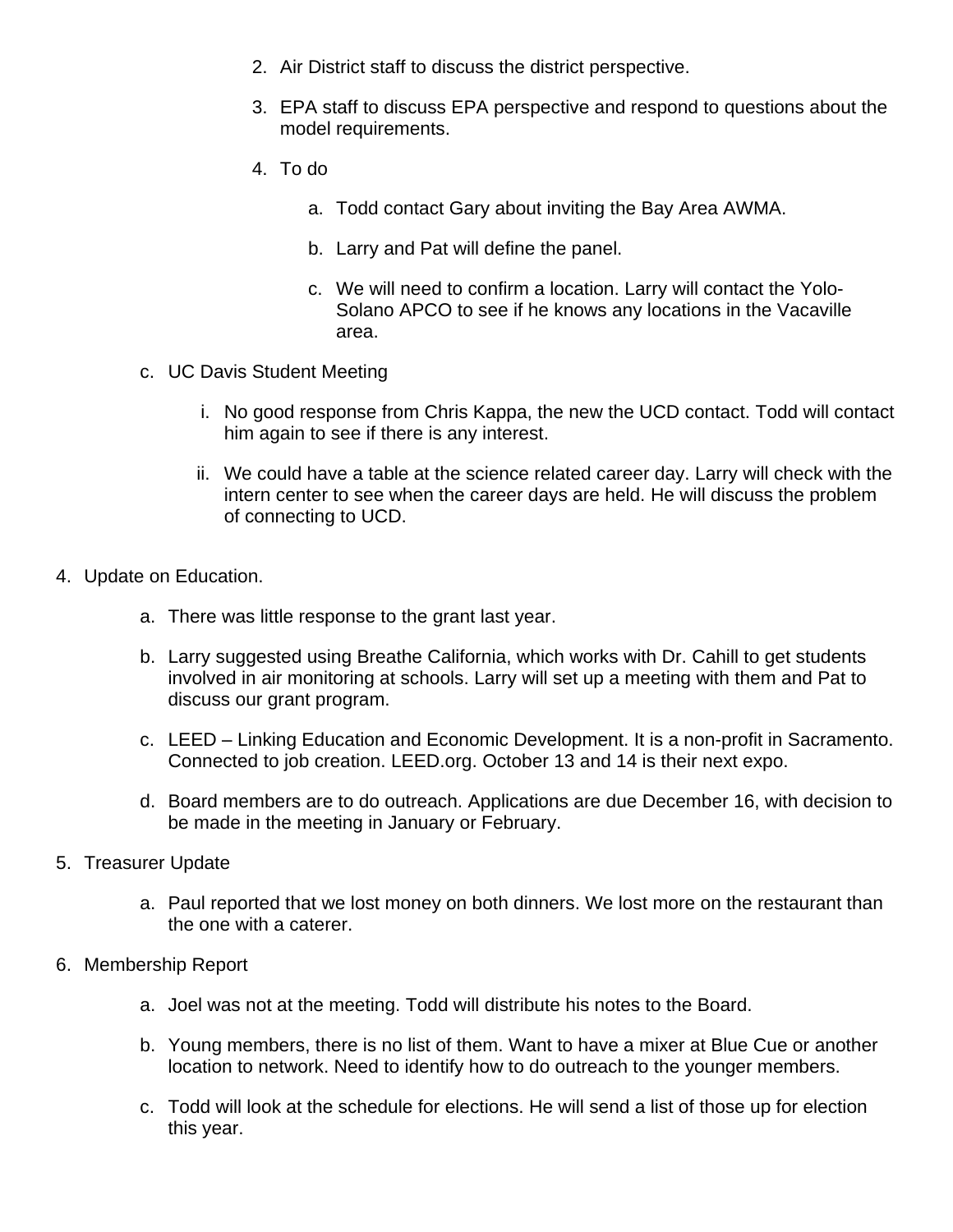2. Air District staff to discuss the district perspective.

    3. EPA staff to discuss EPA perspective and respond to questions about the model requirements.

    4. To do

        a. Todd contact Gary about inviting the Bay Area AWMA.

        b. Larry and Pat will define the panel.

        c. We will need to confirm a location. Larry will contact the Yolo-Solano APCO to see if he knows any locations in the Vacaville area.

  c. UC Davis Student Meeting

    i. No good response from Chris Kappa, the new the UCD contact. Todd will contact him again to see if there is any interest.

    ii. We could have a table at the science related career day. Larry will check with the intern center to see when the career days are held. He will discuss the problem of connecting to UCD.

4. Update on Education.

    a. There was little response to the grant last year.

    b. Larry suggested using Breathe California, which works with Dr. Cahill to get students involved in air monitoring at schools. Larry will set up a meeting with them and Pat to discuss our grant program.

    c. LEED – Linking Education and Economic Development. It is a non-profit in Sacramento. Connected to job creation. LEED.org. October 13 and 14 is their next expo.

    d. Board members are to do outreach. Applications are due December 16, with decision to be made in the meeting in January or February.

5. Treasurer Update

    a. Paul reported that we lost money on both dinners. We lost more on the restaurant than the one with a caterer.

6. Membership Report

    a. Joel was not at the meeting. Todd will distribute his notes to the Board.

    b. Young members, there is no list of them. Want to have a mixer at Blue Cue or another location to network. Need to identify how to do outreach to the younger members.

    c. Todd will look at the schedule for elections. He will send a list of those up for election this year.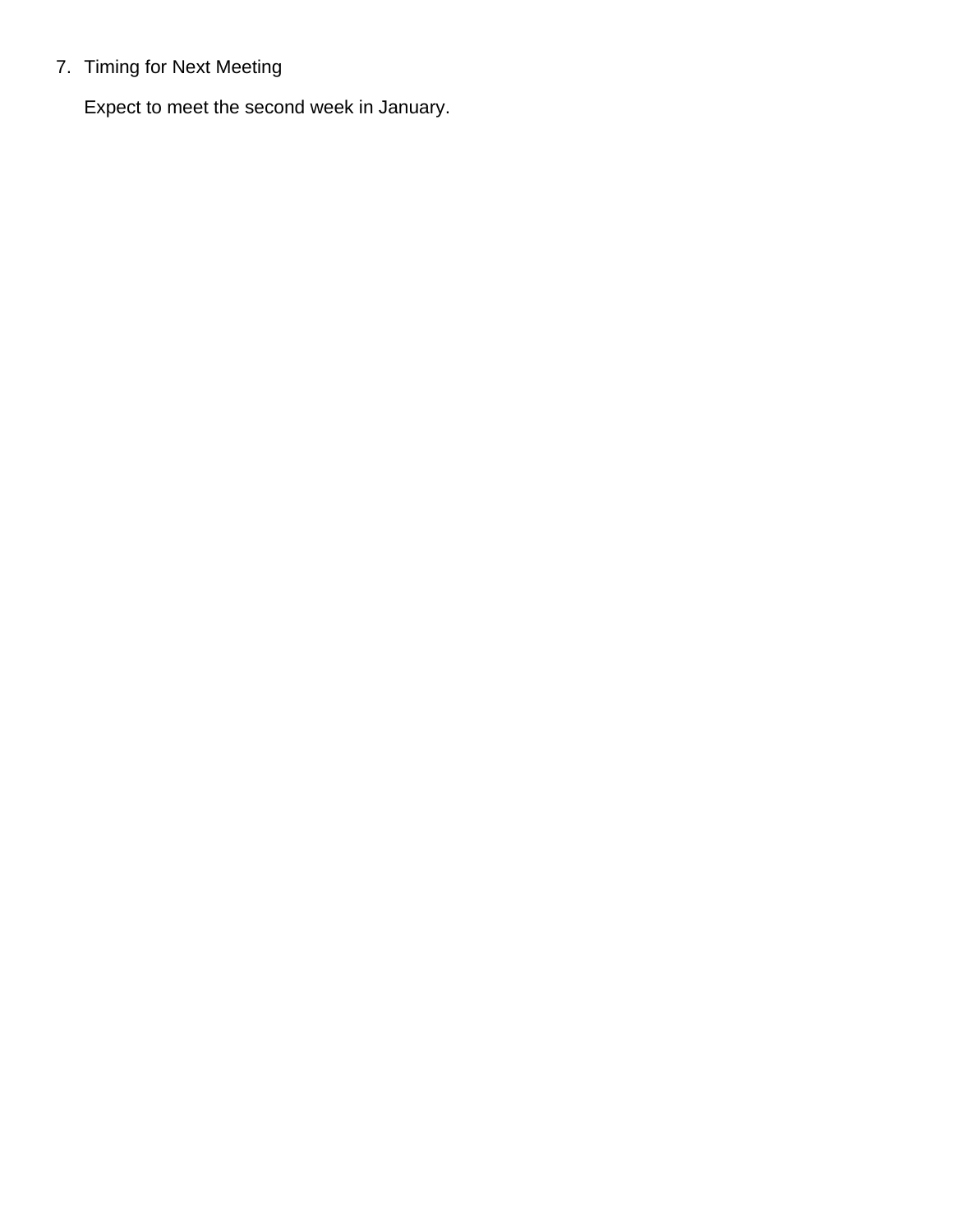7. Timing for Next Meeting

   Expect to meet the second week in January.